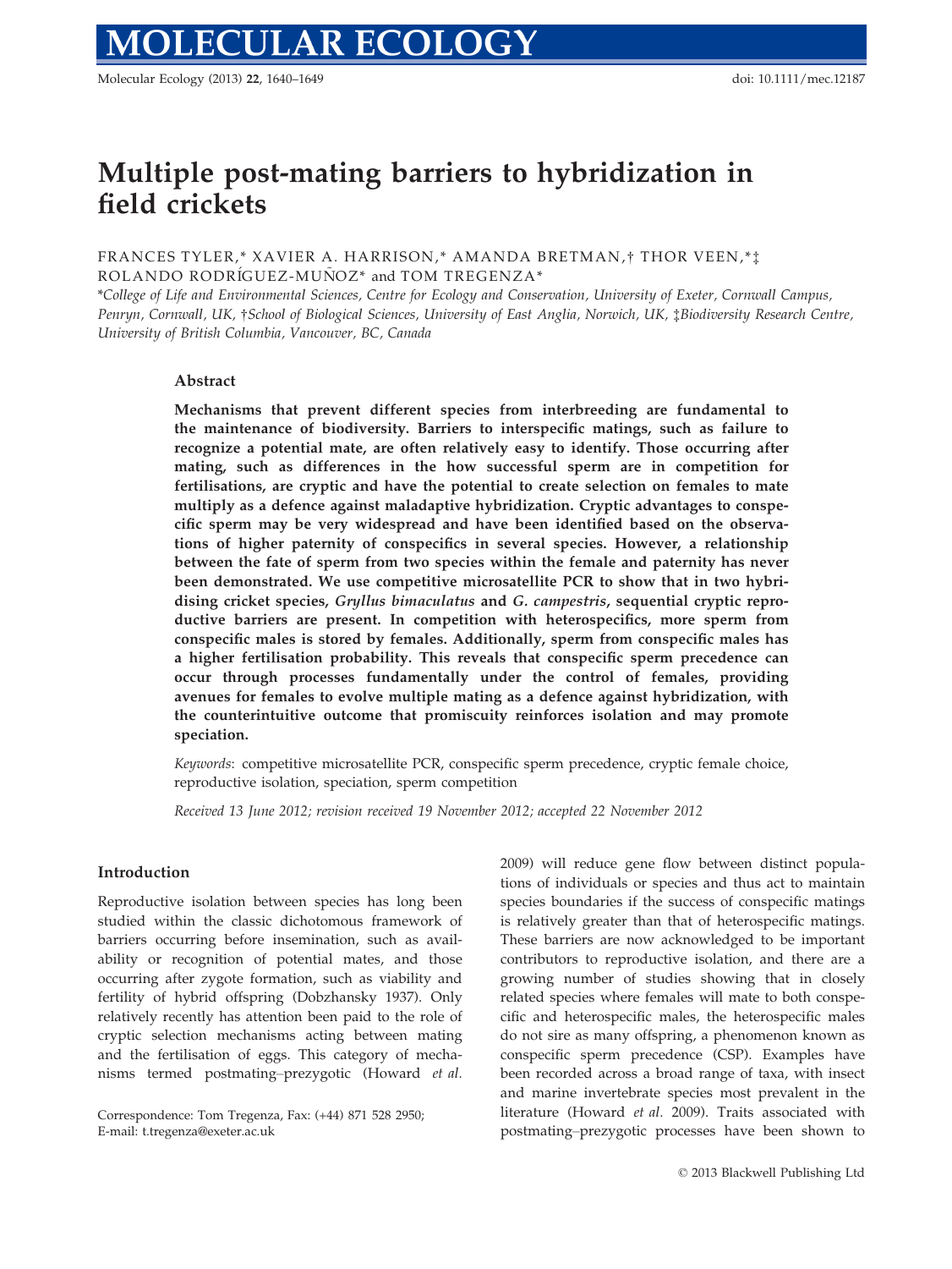# Multiple post-mating barriers to hybridization in field crickets

FRANCES TYLER,* XAVIER A. HARRISON,* AMANDA BRETMAN,† THOR VEEN,*‡ ROLANDO RODRÍGUEZ-MUÑOZ* and TOM TREGENZA*

*College of Life and Environmental Sciences, Centre for Ecology and Conservation, University of Exeter, Cornwall Campus, Penryn, Cornwall, UK, †School of Biological Sciences, University of East Anglia, Norwich, UK, ‡Biodiversity Research Centre, University of British Columbia, Vancouver, BC, Canada

## Abstract

**Mechanisms that prevent different species from interbreeding are fundamental to the maintenance of biodiversity. Barriers to interspecific matings, such as failure to recognize a potential mate, are often relatively easy to identify. Those occurring after mating, such as differences in the how successful sperm are in competition for fertilisations, are cryptic and have the potential to create selection on females to mate multiply as a defence against maladaptive hybridization. Cryptic advantages to conspecific sperm may be very widespread and have been identified based on the observations of higher paternity of conspecifics in several species. However, a relationship between the fate of sperm from two species within the female and paternity has never been demonstrated. We use competitive microsatellite PCR to show that in two hybridising cricket species, *Gryllus bimaculatus* and *G. campestris*, sequential cryptic reproductive barriers are present. In competition with heterospecifics, more sperm from conspecific males is stored by females. Additionally, sperm from conspecific males has a higher fertilisation probability. This reveals that conspecific sperm precedence can occur through processes fundamentally under the control of females, providing avenues for females to evolve multiple mating as a defence against hybridization, with the counterintuitive outcome that promiscuity reinforces isolation and may promote speciation.**

*Keywords*: competitive microsatellite PCR, conspecific sperm precedence, cryptic female choice, reproductive isolation, speciation, sperm competition

*Received 13 June 2012; revision received 19 November 2012; accepted 22 November 2012*

## Introduction

Reproductive isolation between species has long been studied within the classic dichotomous framework of barriers occurring before insemination, such as availability or recognition of potential mates, and those occurring after zygote formation, such as viability and fertility of hybrid offspring (Dobzhansky 1937). Only relatively recently has attention been paid to the role of cryptic selection mechanisms acting between mating and the fertilisation of eggs. This category of mechanisms termed postmating–prezygotic (Howard *et al.* 2009) will reduce gene flow between distinct populations of individuals or species and thus act to maintain species boundaries if the success of conspecific matings is relatively greater than that of heterospecific matings. These barriers are now acknowledged to be important contributors to reproductive isolation, and there are a growing number of studies showing that in closely related species where females will mate to both conspecific and heterospecific males, the heterospecific males do not sire as many offspring, a phenomenon known as conspecific sperm precedence (CSP). Examples have been recorded across a broad range of taxa, with insect and marine invertebrate species most prevalent in the literature (Howard *et al.* 2009). Traits associated with postmating–prezygotic processes have been shown to

Correspondence: Tom Tregenza, Fax: (+44) 871 528 2950; E-mail: t.tregenza@exeter.ac.uk

© 2013 Blackwell Publishing Ltd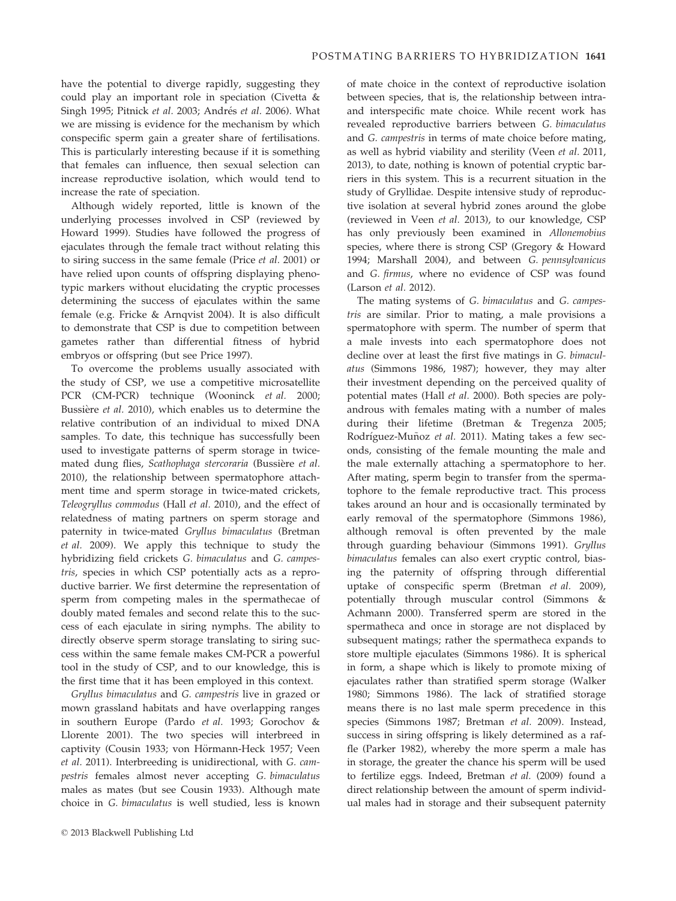have the potential to diverge rapidly, suggesting they could play an important role in speciation (Civetta & Singh 1995; Pitnick *et al.* 2003; Andrés *et al.* 2006). What we are missing is evidence for the mechanism by which conspecific sperm gain a greater share of fertilisations. This is particularly interesting because if it is something that females can influence, then sexual selection can increase reproductive isolation, which would tend to increase the rate of speciation.

Although widely reported, little is known of the underlying processes involved in CSP (reviewed by Howard 1999). Studies have followed the progress of ejaculates through the female tract without relating this to siring success in the same female (Price *et al.* 2001) or have relied upon counts of offspring displaying phenotypic markers without elucidating the cryptic processes determining the success of ejaculates within the same female (e.g. Fricke & Arnqvist 2004). It is also difficult to demonstrate that CSP is due to competition between gametes rather than differential fitness of hybrid embryos or offspring (but see Price 1997).

To overcome the problems usually associated with the study of CSP, we use a competitive microsatellite PCR (CM-PCR) technique (Wooninck *et al.* 2000; Bussière *et al.* 2010), which enables us to determine the relative contribution of an individual to mixed DNA samples. To date, this technique has successfully been used to investigate patterns of sperm storage in twice-mated dung flies, *Scathophaga stercoraria* (Bussière *et al.* 2010), the relationship between spermatophore attachment time and sperm storage in twice-mated crickets, *Teleogryllus commodus* (Hall *et al.* 2010), and the effect of relatedness of mating partners on sperm storage and paternity in twice-mated *Gryllus bimaculatus* (Bretman *et al.* 2009). We apply this technique to study the hybridizing field crickets *G. bimaculatus* and *G. campestris*, species in which CSP potentially acts as a reproductive barrier. We first determine the representation of sperm from competing males in the spermathecae of doubly mated females and second relate this to the success of each ejaculate in siring nymphs. The ability to directly observe sperm storage translating to siring success within the same female makes CM-PCR a powerful tool in the study of CSP, and to our knowledge, this is the first time that it has been employed in this context.

*Gryllus bimaculatus* and *G. campestris* live in grazed or mown grassland habitats and have overlapping ranges in southern Europe (Pardo *et al.* 1993; Gorochov & Llorente 2001). The two species will interbreed in captivity (Cousin 1933; von Hörmann-Heck 1957; Veen *et al.* 2011). Interbreeding is unidirectional, with *G. campestris* females almost never accepting *G. bimaculatus* males as mates (but see Cousin 1933). Although mate choice in *G. bimaculatus* is well studied, less is known of mate choice in the context of reproductive isolation between species, that is, the relationship between intra- and interspecific mate choice. While recent work has revealed reproductive barriers between *G. bimaculatus* and *G. campestris* in terms of mate choice before mating, as well as hybrid viability and sterility (Veen *et al.* 2011, 2013), to date, nothing is known of potential cryptic barriers in this system. This is a recurrent situation in the study of Gryllidae. Despite intensive study of reproductive isolation at several hybrid zones around the globe (reviewed in Veen *et al.* 2013), to our knowledge, CSP has only previously been examined in *Allonemobius* species, where there is strong CSP (Gregory & Howard 1994; Marshall 2004), and between *G. pennsylvanicus* and *G. firmus*, where no evidence of CSP was found (Larson *et al.* 2012).

The mating systems of *G. bimaculatus* and *G. campestris* are similar. Prior to mating, a male provisions a spermatophore with sperm. The number of sperm that a male invests into each spermatophore does not decline over at least the first five matings in *G. bimaculatus* (Simmons 1986, 1987); however, they may alter their investment depending on the perceived quality of potential mates (Hall *et al.* 2000). Both species are polyandrous with females mating with a number of males during their lifetime (Bretman & Tregenza 2005; Rodríguez-Muñoz *et al.* 2011). Mating takes a few seconds, consisting of the female mounting the male and the male externally attaching a spermatophore to her. After mating, sperm begin to transfer from the spermatophore to the female reproductive tract. This process takes around an hour and is occasionally terminated by early removal of the spermatophore (Simmons 1986), although removal is often prevented by the male through guarding behaviour (Simmons 1991). *Gryllus bimaculatus* females can also exert cryptic control, biasing the paternity of offspring through differential uptake of conspecific sperm (Bretman *et al.* 2009), potentially through muscular control (Simmons & Achmann 2000). Transferred sperm are stored in the spermatheca and once in storage are not displaced by subsequent matings; rather the spermatheca expands to store multiple ejaculates (Simmons 1986). It is spherical in form, a shape which is likely to promote mixing of ejaculates rather than stratified sperm storage (Walker 1980; Simmons 1986). The lack of stratified storage means there is no last male sperm precedence in this species (Simmons 1987; Bretman *et al.* 2009). Instead, success in siring offspring is likely determined as a raffle (Parker 1982), whereby the more sperm a male has in storage, the greater the chance his sperm will be used to fertilize eggs. Indeed, Bretman *et al.* (2009) found a direct relationship between the amount of sperm individual males had in storage and their subsequent paternity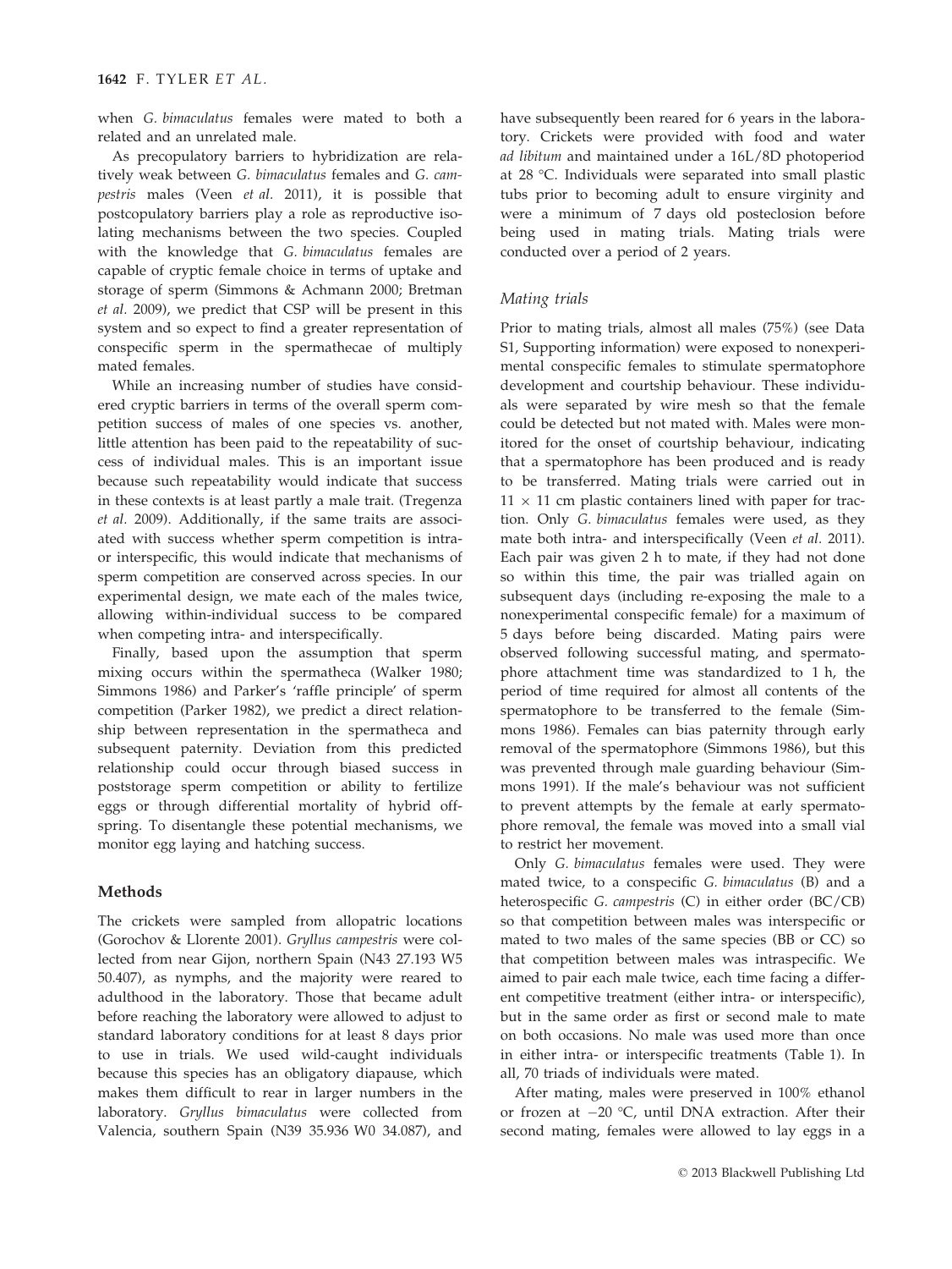when *G. bimaculatus* females were mated to both a related and an unrelated male.

As precopulatory barriers to hybridization are relatively weak between *G. bimaculatus* females and *G. campestris* males (Veen *et al*. 2011), it is possible that postcopulatory barriers play a role as reproductive isolating mechanisms between the two species. Coupled with the knowledge that *G. bimaculatus* females are capable of cryptic female choice in terms of uptake and storage of sperm (Simmons & Achmann 2000; Bretman *et al*. 2009), we predict that CSP will be present in this system and so expect to find a greater representation of conspecific sperm in the spermathecae of multiply mated females.

While an increasing number of studies have considered cryptic barriers in terms of the overall sperm competition success of males of one species vs. another, little attention has been paid to the repeatability of success of individual males. This is an important issue because such repeatability would indicate that success in these contexts is at least partly a male trait. (Tregenza *et al*. 2009). Additionally, if the same traits are associated with success whether sperm competition is intra- or interspecific, this would indicate that mechanisms of sperm competition are conserved across species. In our experimental design, we mate each of the males twice, allowing within-individual success to be compared when competing intra- and interspecifically.

Finally, based upon the assumption that sperm mixing occurs within the spermatheca (Walker 1980; Simmons 1986) and Parker's 'raffle principle' of sperm competition (Parker 1982), we predict a direct relationship between representation in the spermatheca and subsequent paternity. Deviation from this predicted relationship could occur through biased success in poststorage sperm competition or ability to fertilize eggs or through differential mortality of hybrid offspring. To disentangle these potential mechanisms, we monitor egg laying and hatching success.

## Methods

The crickets were sampled from allopatric locations (Gorochov & Llorente 2001). *Gryllus campestris* were collected from near Gijon, northern Spain (N43 27.193 W5 50.407), as nymphs, and the majority were reared to adulthood in the laboratory. Those that became adult before reaching the laboratory were allowed to adjust to standard laboratory conditions for at least 8 days prior to use in trials. We used wild-caught individuals because this species has an obligatory diapause, which makes them difficult to rear in larger numbers in the laboratory. *Gryllus bimaculatus* were collected from Valencia, southern Spain (N39 35.936 W0 34.087), and have subsequently been reared for 6 years in the laboratory. Crickets were provided with food and water *ad libitum* and maintained under a 16L/8D photoperiod at 28 °C. Individuals were separated into small plastic tubs prior to becoming adult to ensure virginity and were a minimum of 7 days old posteclosion before being used in mating trials. Mating trials were conducted over a period of 2 years.

### Mating trials

Prior to mating trials, almost all males (75%) (see Data S1, Supporting information) were exposed to nonexperimental conspecific females to stimulate spermatophore development and courtship behaviour. These individuals were separated by wire mesh so that the female could be detected but not mated with. Males were monitored for the onset of courtship behaviour, indicating that a spermatophore has been produced and is ready to be transferred. Mating trials were carried out in $11 \times 11$ cm plastic containers lined with paper for traction. Only *G. bimaculatus* females were used, as they mate both intra- and interspecifically (Veen *et al*. 2011). Each pair was given 2 h to mate, if they had not done so within this time, the pair was trialled again on subsequent days (including re-exposing the male to a nonexperimental conspecific female) for a maximum of 5 days before being discarded. Mating pairs were observed following successful mating, and spermatophore attachment time was standardized to 1 h, the period of time required for almost all contents of the spermatophore to be transferred to the female (Simmons 1986). Females can bias paternity through early removal of the spermatophore (Simmons 1986), but this was prevented through male guarding behaviour (Simmons 1991). If the male's behaviour was not sufficient to prevent attempts by the female at early spermatophore removal, the female was moved into a small vial to restrict her movement.

Only *G. bimaculatus* females were used. They were mated twice, to a conspecific *G. bimaculatus* (B) and a heterospecific *G. campestris* (C) in either order (BC/CB) so that competition between males was interspecific or mated to two males of the same species (BB or CC) so that competition between males was intraspecific. We aimed to pair each male twice, each time facing a different competitive treatment (either intra- or interspecific), but in the same order as first or second male to mate on both occasions. No male was used more than once in either intra- or interspecific treatments (Table 1). In all, 70 triads of individuals were mated.

After mating, males were preserved in 100% ethanol or frozen at −20 °C, until DNA extraction. After their second mating, females were allowed to lay eggs in a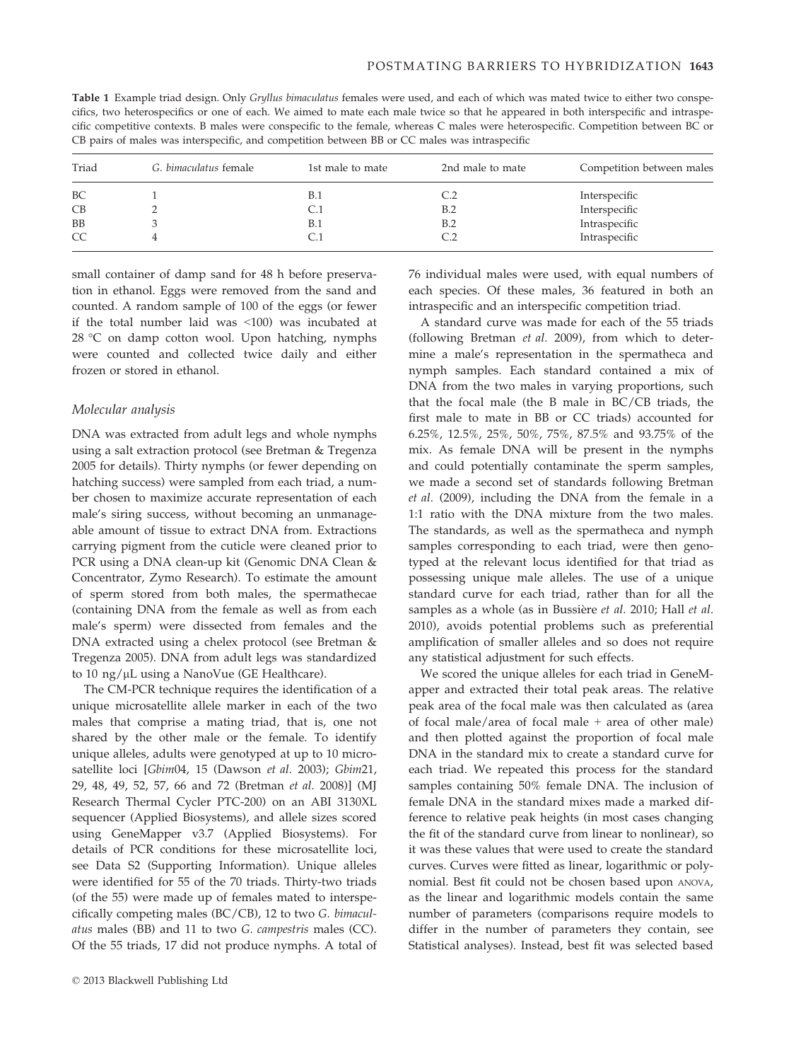**Table 1** Example triad design. Only *Gryllus bimaculatus* females were used, and each of which was mated twice to either two conspecifics, two heterospecifics or one of each. We aimed to mate each male twice so that he appeared in both interspecific and intraspecific competitive contexts. B males were conspecific to the female, whereas C males were heterospecific. Competition between BC or CB pairs of males was interspecific, and competition between BB or CC males was intraspecific

| Triad | *G. bimaculatus* female | 1st male to mate | 2nd male to mate | Competition between males |
|---|---|---|---|---|
| BC | 1 | B.1 | C.2 | Interspecific |
| CB | 2 | C.1 | B.2 | Interspecific |
| BB | 3 | B.1 | B.2 | Intraspecific |
| CC | 4 | C.1 | C.2 | Intraspecific |

small container of damp sand for 48 h before preservation in ethanol. Eggs were removed from the sand and counted. A random sample of 100 of the eggs (or fewer if the total number laid was <100) was incubated at 28 °C on damp cotton wool. Upon hatching, nymphs were counted and collected twice daily and either frozen or stored in ethanol.

### Molecular analysis

DNA was extracted from adult legs and whole nymphs using a salt extraction protocol (see Bretman & Tregenza 2005 for details). Thirty nymphs (or fewer depending on hatching success) were sampled from each triad, a number chosen to maximize accurate representation of each male's siring success, without becoming an unmanageable amount of tissue to extract DNA from. Extractions carrying pigment from the cuticle were cleaned prior to PCR using a DNA clean-up kit (Genomic DNA Clean & Concentrator, Zymo Research). To estimate the amount of sperm stored from both males, the spermathecae (containing DNA from the female as well as from each male's sperm) were dissected from females and the DNA extracted using a chelex protocol (see Bretman & Tregenza 2005). DNA from adult legs was standardized to 10 ng/μL using a NanoVue (GE Healthcare).

The CM-PCR technique requires the identification of a unique microsatellite allele marker in each of the two males that comprise a mating triad, that is, one not shared by the other male or the female. To identify unique alleles, adults were genotyped at up to 10 microsatellite loci [*Gbim*04, 15 (Dawson *et al*. 2003); *Gbim*21, 29, 48, 49, 52, 57, 66 and 72 (Bretman *et al*. 2008)] (MJ Research Thermal Cycler PTC-200) on an ABI 3130XL sequencer (Applied Biosystems), and allele sizes scored using GeneMapper v3.7 (Applied Biosystems). For details of PCR conditions for these microsatellite loci, see Data S2 (Supporting Information). Unique alleles were identified for 55 of the 70 triads. Thirty-two triads (of the 55) were made up of females mated to interspecifically competing males (BC/CB), 12 to two *G. bimaculatus* males (BB) and 11 to two *G. campestris* males (CC). Of the 55 triads, 17 did not produce nymphs. A total of 76 individual males were used, with equal numbers of each species. Of these males, 36 featured in both an intraspecific and an interspecific competition triad.

A standard curve was made for each of the 55 triads (following Bretman *et al*. 2009), from which to determine a male's representation in the spermatheca and nymph samples. Each standard contained a mix of DNA from the two males in varying proportions, such that the focal male (the B male in BC/CB triads, the first male to mate in BB or CC triads) accounted for 6.25%, 12.5%, 25%, 50%, 75%, 87.5% and 93.75% of the mix. As female DNA will be present in the nymphs and could potentially contaminate the sperm samples, we made a second set of standards following Bretman *et al*. (2009), including the DNA from the female in a 1:1 ratio with the DNA mixture from the two males. The standards, as well as the spermatheca and nymph samples corresponding to each triad, were then genotyped at the relevant locus identified for that triad as possessing unique male alleles. The use of a unique standard curve for each triad, rather than for all the samples as a whole (as in Bussière *et al*. 2010; Hall *et al*. 2010), avoids potential problems such as preferential amplification of smaller alleles and so does not require any statistical adjustment for such effects.

We scored the unique alleles for each triad in GeneMapper and extracted their total peak areas. The relative peak area of the focal male was then calculated as (area of focal male/area of focal male + area of other male) and then plotted against the proportion of focal male DNA in the standard mix to create a standard curve for each triad. We repeated this process for the standard samples containing 50% female DNA. The inclusion of female DNA in the standard mixes made a marked difference to relative peak heights (in most cases changing the fit of the standard curve from linear to nonlinear), so it was these values that were used to create the standard curves. Curves were fitted as linear, logarithmic or polynomial. Best fit could not be chosen based upon ANOVA, as the linear and logarithmic models contain the same number of parameters (comparisons require models to differ in the number of parameters they contain, see Statistical analyses). Instead, best fit was selected based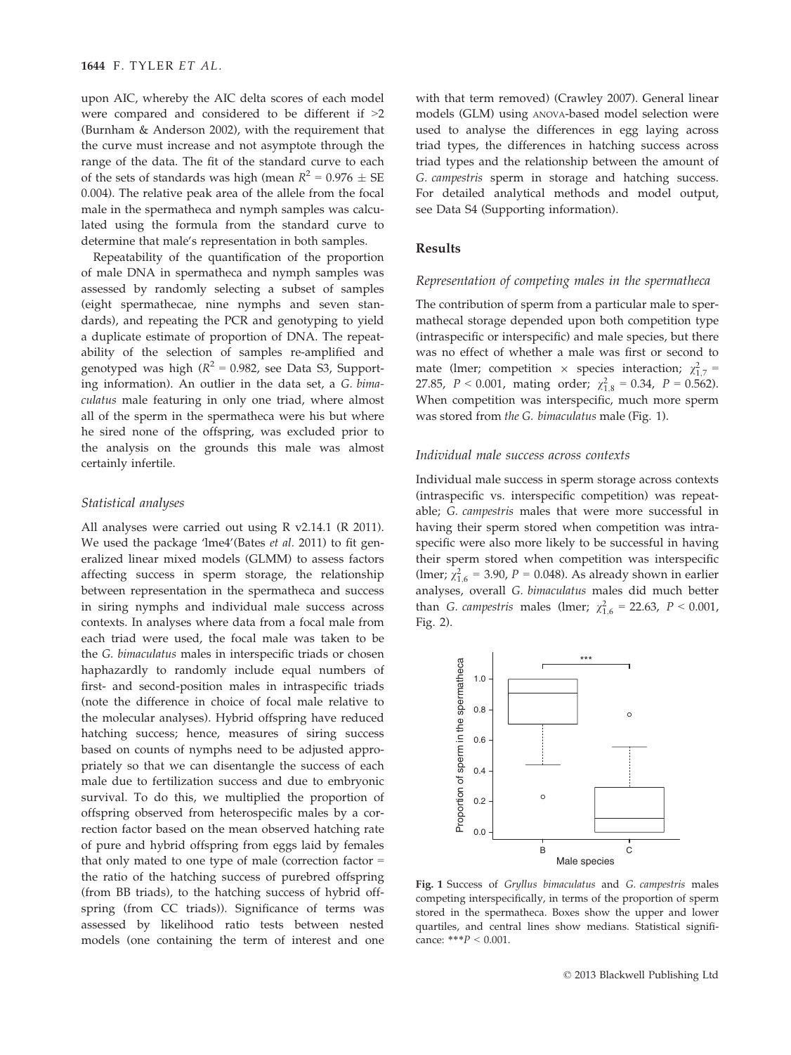upon AIC, whereby the AIC delta scores of each model were compared and considered to be different if >2 (Burnham & Anderson 2002), with the requirement that the curve must increase and not asymptote through the range of the data. The fit of the standard curve to each of the sets of standards was high (mean $R^2 = 0.976 \pm$ SE 0.004). The relative peak area of the allele from the focal male in the spermatheca and nymph samples was calculated using the formula from the standard curve to determine that male's representation in both samples.

Repeatability of the quantification of the proportion of male DNA in spermatheca and nymph samples was assessed by randomly selecting a subset of samples (eight spermathecae, nine nymphs and seven standards), and repeating the PCR and genotyping to yield a duplicate estimate of proportion of DNA. The repeatability of the selection of samples re-amplified and genotyped was high ($R^2 = 0.982$, see Data S3, Supporting information). An outlier in the data set, a *G. bimaculatus* male featuring in only one triad, where almost all of the sperm in the spermatheca were his but where he sired none of the offspring, was excluded prior to the analysis on the grounds this male was almost certainly infertile.

### Statistical analyses

All analyses were carried out using R v2.14.1 (R 2011). We used the package 'lme4'(Bates *et al.* 2011) to fit generalized linear mixed models (GLMM) to assess factors affecting success in sperm storage, the relationship between representation in the spermatheca and success in siring nymphs and individual male success across contexts. In analyses where data from a focal male from each triad were used, the focal male was taken to be the *G. bimaculatus* males in interspecific triads or chosen haphazardly to randomly include equal numbers of first- and second-position males in intraspecific triads (note the difference in choice of focal male relative to the molecular analyses). Hybrid offspring have reduced hatching success; hence, measures of siring success based on counts of nymphs need to be adjusted appropriately so that we can disentangle the success of each male due to fertilization success and due to embryonic survival. To do this, we multiplied the proportion of offspring observed from heterospecific males by a correction factor based on the mean observed hatching rate of pure and hybrid offspring from eggs laid by females that only mated to one type of male (correction factor = the ratio of the hatching success of purebred offspring (from BB triads), to the hatching success of hybrid offspring (from CC triads)). Significance of terms was assessed by likelihood ratio tests between nested models (one containing the term of interest and one with that term removed) (Crawley 2007). General linear models (GLM) using ANOVA-based model selection were used to analyse the differences in egg laying across triad types, the differences in hatching success across triad types and the relationship between the amount of *G. campestris* sperm in storage and hatching success. For detailed analytical methods and model output, see Data S4 (Supporting information).

## Results

### Representation of competing males in the spermatheca

The contribution of sperm from a particular male to spermathecal storage depended upon both competition type (intraspecific or interspecific) and male species, but there was no effect of whether a male was first or second to mate (lmer; competition × species interaction; $\chi^2_{1,7} = 27.85$, $P < 0.001$, mating order; $\chi^2_{1,8} = 0.34$, $P = 0.562$). When competition was interspecific, much more sperm was stored from *the G. bimaculatus* male (Fig. 1).

### Individual male success across contexts

Individual male success in sperm storage across contexts (intraspecific vs. interspecific competition) was repeatable; *G. campestris* males that were more successful in having their sperm stored when competition was intraspecific were also more likely to be successful in having their sperm stored when competition was interspecific (lmer; $\chi^2_{1,6} = 3.90$, $P = 0.048$). As already shown in earlier analyses, overall *G. bimaculatus* males did much better than *G. campestris* males (lmer; $\chi^2_{1,6} = 22.63$, $P < 0.001$, Fig. 2).

**Fig. 1** Success of *Gryllus bimaculatus* and *G. campestris* males competing interspecifically, in terms of the proportion of sperm stored in the spermatheca. Boxes show the upper and lower quartiles, and central lines show medians. Statistical significance: ***$P < 0.001$.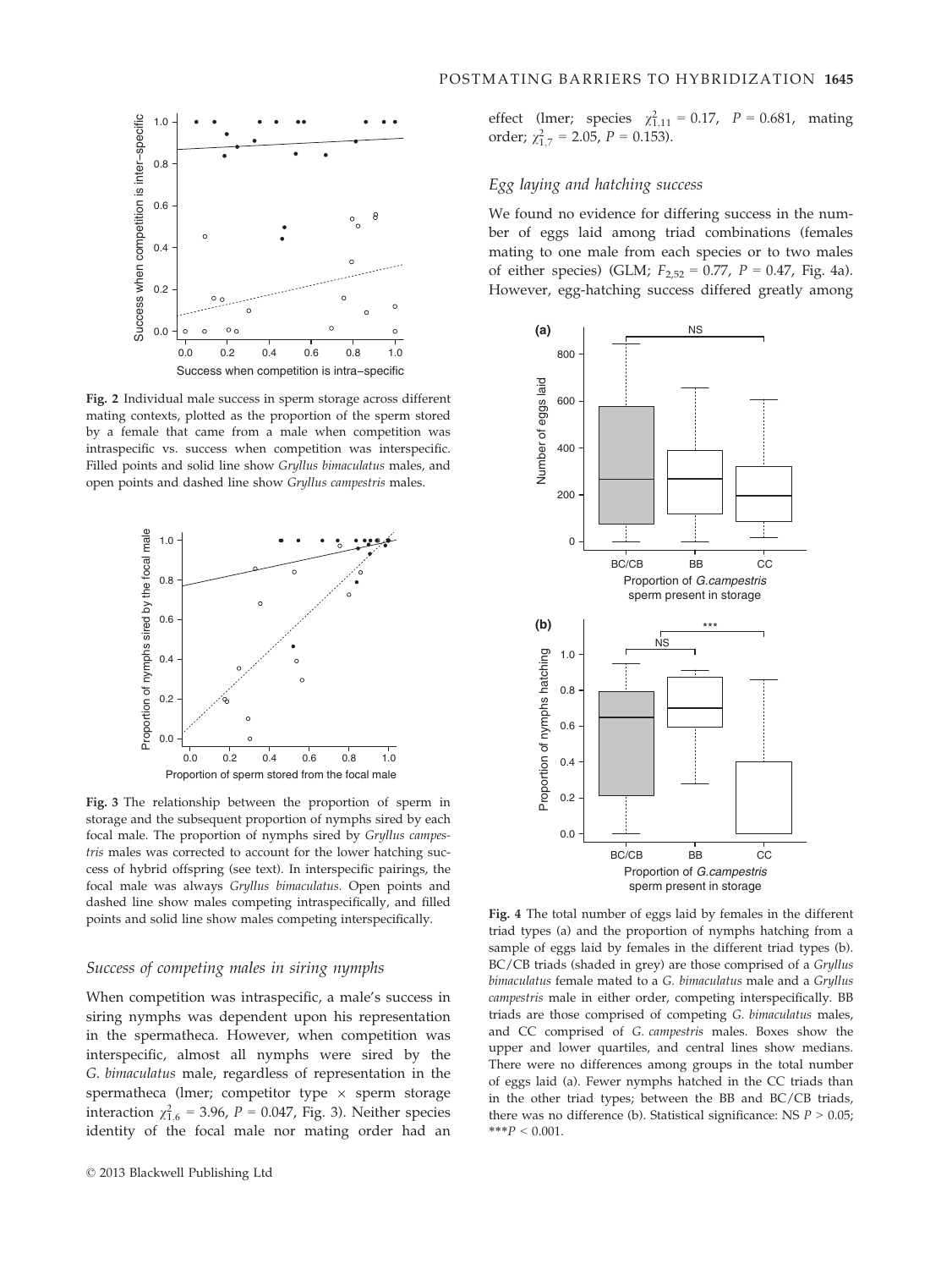Fig. 2 Individual male success in sperm storage across different mating contexts, plotted as the proportion of the sperm stored by a female that came from a male when competition was intraspecific vs. success when competition was interspecific. Filled points and solid line show *Gryllus bimaculatus* males, and open points and dashed line show *Gryllus campestris* males.

Fig. 3 The relationship between the proportion of sperm in storage and the subsequent proportion of nymphs sired by each focal male. The proportion of nymphs sired by *Gryllus campestris* males was corrected to account for the lower hatching success of hybrid offspring (see text). In interspecific pairings, the focal male was always *Gryllus bimaculatus*. Open points and dashed line show males competing intraspecifically, and filled points and solid line show males competing interspecifically.

### *Success of competing males in siring nymphs*

When competition was intraspecific, a male's success in siring nymphs was dependent upon his representation in the spermatheca. However, when competition was interspecific, almost all nymphs were sired by the *G. bimaculatus* male, regardless of representation in the spermatheca (lmer; competitor type × sperm storage interaction $\chi^2_{1,6} = 3.96$, $P = 0.047$, Fig. 3). Neither species identity of the focal male nor mating order had an effect (lmer; species $\chi^2_{1,11} = 0.17$, $P = 0.681$, mating order; $\chi^2_{1,7} = 2.05$, $P = 0.153$).

### *Egg laying and hatching success*

We found no evidence for differing success in the number of eggs laid among triad combinations (females mating to one male from each species or to two males of either species) (GLM; $F_{2,52} = 0.77$, $P = 0.47$, Fig. 4a). However, egg-hatching success differed greatly among

Fig. 4 The total number of eggs laid by females in the different triad types (a) and the proportion of nymphs hatching from a sample of eggs laid by females in the different triad types (b). BC/CB triads (shaded in grey) are those comprised of a *Gryllus bimaculatus* female mated to a *G. bimaculatus* male and a *Gryllus campestris* male in either order, competing interspecifically. BB triads are those comprised of competing *G. bimaculatus* males, and CC comprised of *G. campestris* males. Boxes show the upper and lower quartiles, and central lines show medians. There were no differences among groups in the total number of eggs laid (a). Fewer nymphs hatched in the CC triads than in the other triad types; between the BB and BC/CB triads, there was no difference (b). Statistical significance: NS $P > 0.05$; \*\*\*$P < 0.001$.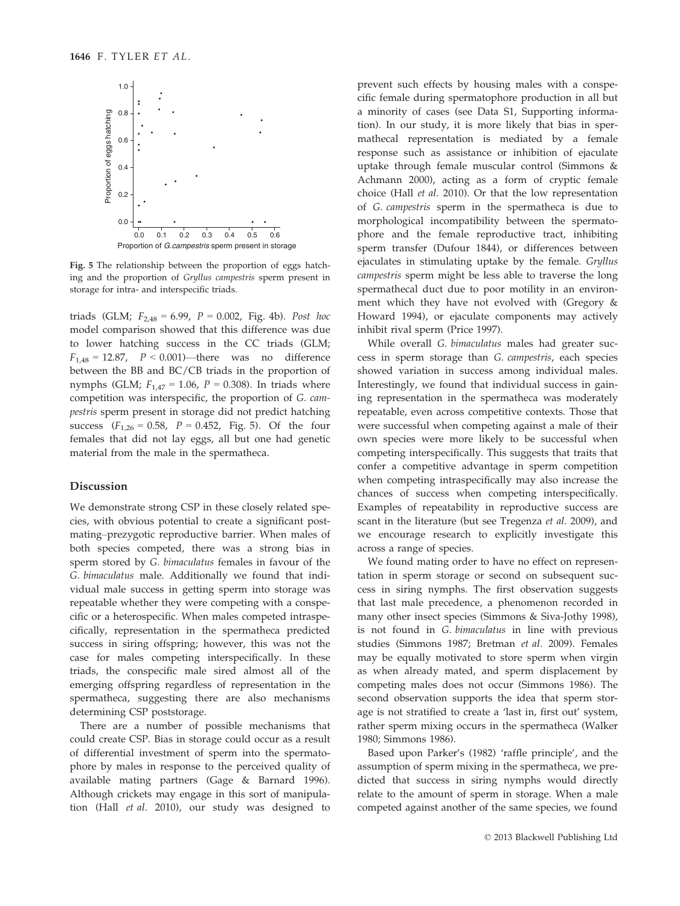Fig. 5 The relationship between the proportion of eggs hatching and the proportion of *Gryllus campestris* sperm present in storage for intra- and interspecific triads.

triads (GLM; $F_{2,48} = 6.99$, $P = 0.002$, Fig. 4b). *Post hoc* model comparison showed that this difference was due to lower hatching success in the CC triads (GLM; $F_{1,48} = 12.87$, $P < 0.001$)—there was no difference between the BB and BC/CB triads in the proportion of nymphs (GLM; $F_{1,47} = 1.06$, $P = 0.308$). In triads where competition was interspecific, the proportion of *G. campestris* sperm present in storage did not predict hatching success ($F_{1,26} = 0.58$, $P = 0.452$, Fig. 5). Of the four females that did not lay eggs, all but one had genetic material from the male in the spermatheca.

## Discussion

We demonstrate strong CSP in these closely related species, with obvious potential to create a significant postmating–prezygotic reproductive barrier. When males of both species competed, there was a strong bias in sperm stored by *G. bimaculatus* females in favour of the *G. bimaculatus* male. Additionally we found that individual male success in getting sperm into storage was repeatable whether they were competing with a conspecific or a heterospecific. When males competed intraspecifically, representation in the spermatheca predicted success in siring offspring; however, this was not the case for males competing interspecifically. In these triads, the conspecific male sired almost all of the emerging offspring regardless of representation in the spermatheca, suggesting there are also mechanisms determining CSP poststorage.

There are a number of possible mechanisms that could create CSP. Bias in storage could occur as a result of differential investment of sperm into the spermatophore by males in response to the perceived quality of available mating partners (Gage & Barnard 1996). Although crickets may engage in this sort of manipulation (Hall *et al.* 2010), our study was designed to prevent such effects by housing males with a conspecific female during spermatophore production in all but a minority of cases (see Data S1, Supporting information). In our study, it is more likely that bias in spermathecal representation is mediated by a female response such as assistance or inhibition of ejaculate uptake through female muscular control (Simmons & Achmann 2000), acting as a form of cryptic female choice (Hall *et al.* 2010). Or that the low representation of *G. campestris* sperm in the spermatheca is due to morphological incompatibility between the spermatophore and the female reproductive tract, inhibiting sperm transfer (Dufour 1844), or differences between ejaculates in stimulating uptake by the female. *Gryllus campestris* sperm might be less able to traverse the long spermathecal duct due to poor motility in an environment which they have not evolved with (Gregory & Howard 1994), or ejaculate components may actively inhibit rival sperm (Price 1997).

While overall *G. bimaculatus* males had greater success in sperm storage than *G. campestris*, each species showed variation in success among individual males. Interestingly, we found that individual success in gaining representation in the spermatheca was moderately repeatable, even across competitive contexts. Those that were successful when competing against a male of their own species were more likely to be successful when competing interspecifically. This suggests that traits that confer a competitive advantage in sperm competition when competing intraspecifically may also increase the chances of success when competing interspecifically. Examples of repeatability in reproductive success are scant in the literature (but see Tregenza *et al.* 2009), and we encourage research to explicitly investigate this across a range of species.

We found mating order to have no effect on representation in sperm storage or second on subsequent success in siring nymphs. The first observation suggests that last male precedence, a phenomenon recorded in many other insect species (Simmons & Siva-Jothy 1998), is not found in *G. bimaculatus* in line with previous studies (Simmons 1987; Bretman *et al.* 2009). Females may be equally motivated to store sperm when virgin as when already mated, and sperm displacement by competing males does not occur (Simmons 1986). The second observation supports the idea that sperm storage is not stratified to create a 'last in, first out' system, rather sperm mixing occurs in the spermatheca (Walker 1980; Simmons 1986).

Based upon Parker's (1982) 'raffle principle', and the assumption of sperm mixing in the spermatheca, we predicted that success in siring nymphs would directly relate to the amount of sperm in storage. When a male competed against another of the same species, we found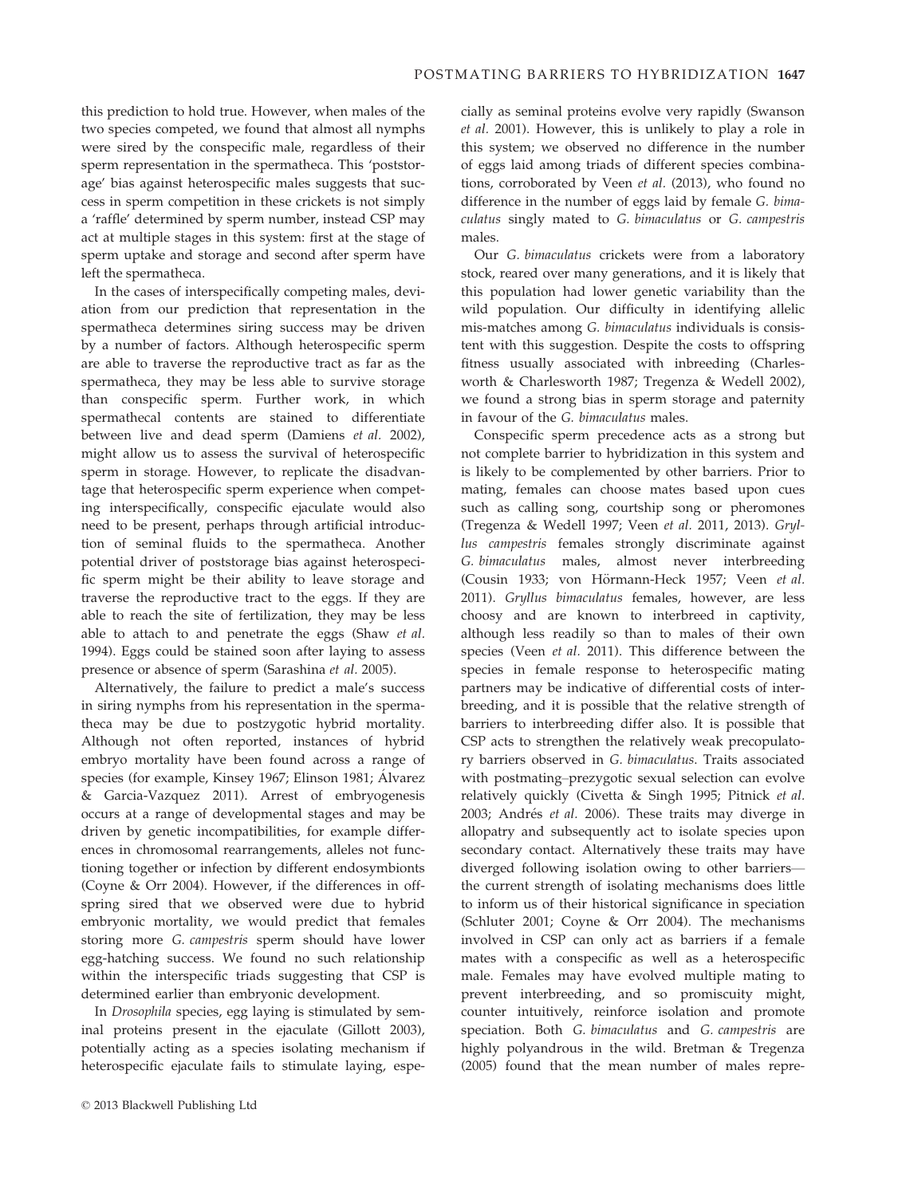this prediction to hold true. However, when males of the two species competed, we found that almost all nymphs were sired by the conspecific male, regardless of their sperm representation in the spermatheca. This 'poststorage' bias against heterospecific males suggests that success in sperm competition in these crickets is not simply a 'raffle' determined by sperm number, instead CSP may act at multiple stages in this system: first at the stage of sperm uptake and storage and second after sperm have left the spermatheca.

In the cases of interspecifically competing males, deviation from our prediction that representation in the spermatheca determines siring success may be driven by a number of factors. Although heterospecific sperm are able to traverse the reproductive tract as far as the spermatheca, they may be less able to survive storage than conspecific sperm. Further work, in which spermathecal contents are stained to differentiate between live and dead sperm (Damiens *et al.* 2002), might allow us to assess the survival of heterospecific sperm in storage. However, to replicate the disadvantage that heterospecific sperm experience when competing interspecifically, conspecific ejaculate would also need to be present, perhaps through artificial introduction of seminal fluids to the spermatheca. Another potential driver of poststorage bias against heterospecific sperm might be their ability to leave storage and traverse the reproductive tract to the eggs. If they are able to reach the site of fertilization, they may be less able to attach to and penetrate the eggs (Shaw *et al.* 1994). Eggs could be stained soon after laying to assess presence or absence of sperm (Sarashina *et al.* 2005).

Alternatively, the failure to predict a male's success in siring nymphs from his representation in the spermatheca may be due to postzygotic hybrid mortality. Although not often reported, instances of hybrid embryo mortality have been found across a range of species (for example, Kinsey 1967; Elinson 1981; Álvarez & Garcia-Vazquez 2011). Arrest of embryogenesis occurs at a range of developmental stages and may be driven by genetic incompatibilities, for example differences in chromosomal rearrangements, alleles not functioning together or infection by different endosymbionts (Coyne & Orr 2004). However, if the differences in offspring sired that we observed were due to hybrid embryonic mortality, we would predict that females storing more *G. campestris* sperm should have lower egg-hatching success. We found no such relationship within the interspecific triads suggesting that CSP is determined earlier than embryonic development.

In *Drosophila* species, egg laying is stimulated by seminal proteins present in the ejaculate (Gillott 2003), potentially acting as a species isolating mechanism if heterospecific ejaculate fails to stimulate laying, especially as seminal proteins evolve very rapidly (Swanson *et al.* 2001). However, this is unlikely to play a role in this system; we observed no difference in the number of eggs laid among triads of different species combinations, corroborated by Veen *et al.* (2013), who found no difference in the number of eggs laid by female *G. bimaculatus* singly mated to *G. bimaculatus* or *G. campestris* males.

Our *G. bimaculatus* crickets were from a laboratory stock, reared over many generations, and it is likely that this population had lower genetic variability than the wild population. Our difficulty in identifying allelic mis-matches among *G. bimaculatus* individuals is consistent with this suggestion. Despite the costs to offspring fitness usually associated with inbreeding (Charlesworth & Charlesworth 1987; Tregenza & Wedell 2002), we found a strong bias in sperm storage and paternity in favour of the *G. bimaculatus* males.

Conspecific sperm precedence acts as a strong but not complete barrier to hybridization in this system and is likely to be complemented by other barriers. Prior to mating, females can choose mates based upon cues such as calling song, courtship song or pheromones (Tregenza & Wedell 1997; Veen *et al.* 2011, 2013). *Gryllus campestris* females strongly discriminate against *G. bimaculatus* males, almost never interbreeding (Cousin 1933; von Hörmann-Heck 1957; Veen *et al.* 2011). *Gryllus bimaculatus* females, however, are less choosy and are known to interbreed in captivity, although less readily so than to males of their own species (Veen *et al.* 2011). This difference between the species in female response to heterospecific mating partners may be indicative of differential costs of interbreeding, and it is possible that the relative strength of barriers to interbreeding differ also. It is possible that CSP acts to strengthen the relatively weak precopulatory barriers observed in *G. bimaculatus*. Traits associated with postmating–prezygotic sexual selection can evolve relatively quickly (Civetta & Singh 1995; Pitnick *et al.* 2003; Andrés *et al.* 2006). These traits may diverge in allopatry and subsequently act to isolate species upon secondary contact. Alternatively these traits may have diverged following isolation owing to other barriers—the current strength of isolating mechanisms does little to inform us of their historical significance in speciation (Schluter 2001; Coyne & Orr 2004). The mechanisms involved in CSP can only act as barriers if a female mates with a conspecific as well as a heterospecific male. Females may have evolved multiple mating to prevent interbreeding, and so promiscuity might, counter intuitively, reinforce isolation and promote speciation. Both *G. bimaculatus* and *G. campestris* are highly polyandrous in the wild. Bretman & Tregenza (2005) found that the mean number of males repre-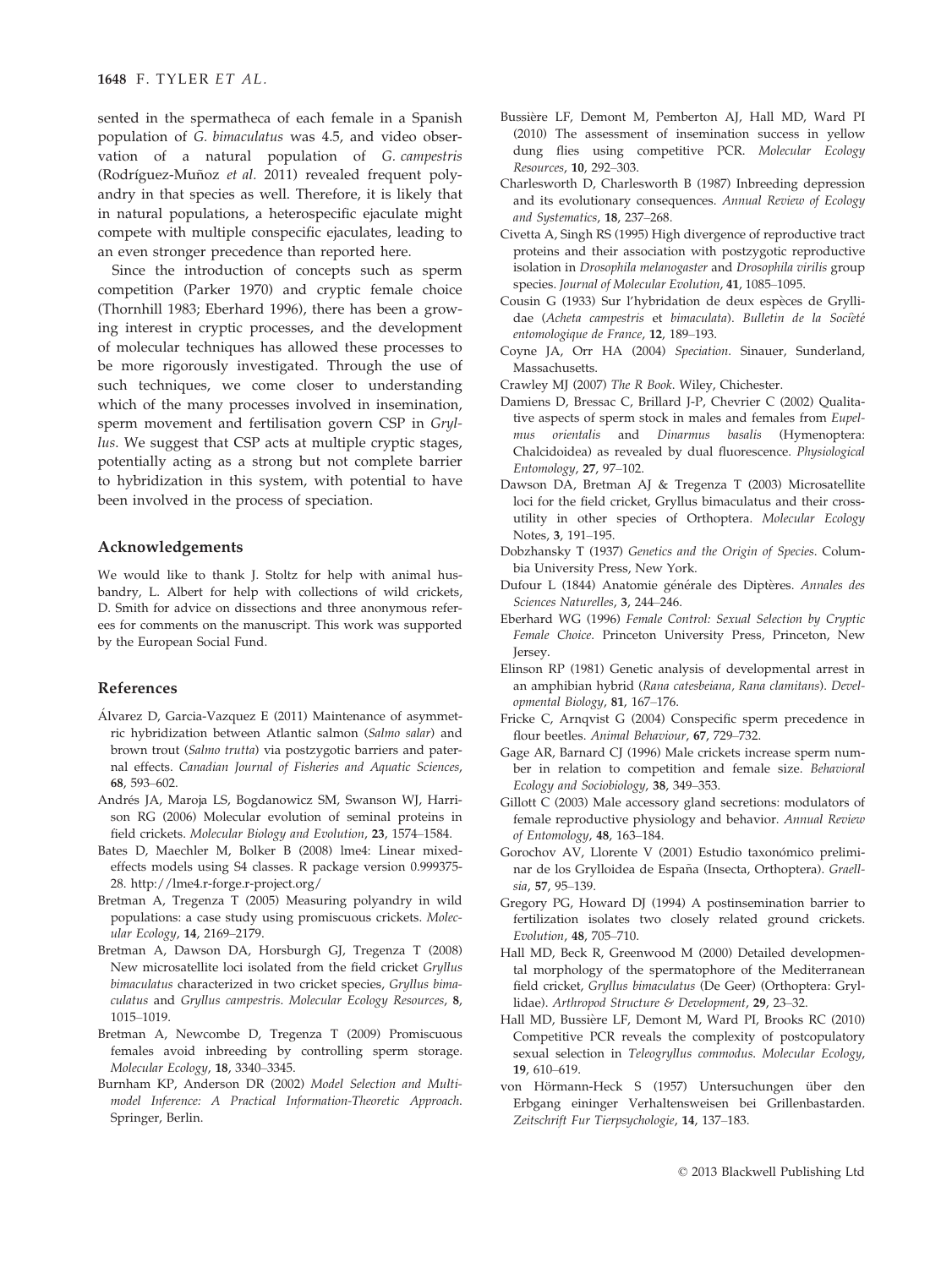sented in the spermatheca of each female in a Spanish population of *G. bimaculatus* was 4.5, and video observation of a natural population of *G. campestris* (Rodríguez-Muñoz *et al.* 2011) revealed frequent polyandry in that species as well. Therefore, it is likely that in natural populations, a heterospecific ejaculate might compete with multiple conspecific ejaculates, leading to an even stronger precedence than reported here.

Since the introduction of concepts such as sperm competition (Parker 1970) and cryptic female choice (Thornhill 1983; Eberhard 1996), there has been a growing interest in cryptic processes, and the development of molecular techniques has allowed these processes to be more rigorously investigated. Through the use of such techniques, we come closer to understanding which of the many processes involved in insemination, sperm movement and fertilisation govern CSP in *Gryllus*. We suggest that CSP acts at multiple cryptic stages, potentially acting as a strong but not complete barrier to hybridization in this system, with potential to have been involved in the process of speciation.

## Acknowledgements

We would like to thank J. Stoltz for help with animal husbandry, L. Albert for help with collections of wild crickets, D. Smith for advice on dissections and three anonymous referees for comments on the manuscript. This work was supported by the European Social Fund.

## References

Álvarez D, Garcia-Vazquez E (2011) Maintenance of asymmetric hybridization between Atlantic salmon (*Salmo salar*) and brown trout (*Salmo trutta*) via postzygotic barriers and paternal effects. *Canadian Journal of Fisheries and Aquatic Sciences*, **68**, 593–602.

Andrés JA, Maroja LS, Bogdanowicz SM, Swanson WJ, Harrison RG (2006) Molecular evolution of seminal proteins in field crickets. *Molecular Biology and Evolution*, **23**, 1574–1584.

Bates D, Maechler M, Bolker B (2008) lme4: Linear mixed-effects models using S4 classes. R package version 0.999375-28. http://lme4.r-forge.r-project.org/

Bretman A, Tregenza T (2005) Measuring polyandry in wild populations: a case study using promiscuous crickets. *Molecular Ecology*, **14**, 2169–2179.

Bretman A, Dawson DA, Horsburgh GJ, Tregenza T (2008) New microsatellite loci isolated from the field cricket *Gryllus bimaculatus* characterized in two cricket species, *Gryllus bimaculatus* and *Gryllus campestris*. *Molecular Ecology Resources*, **8**, 1015–1019.

Bretman A, Newcombe D, Tregenza T (2009) Promiscuous females avoid inbreeding by controlling sperm storage. *Molecular Ecology*, **18**, 3340–3345.

Burnham KP, Anderson DR (2002) *Model Selection and Multimodel Inference: A Practical Information-Theoretic Approach*. Springer, Berlin.

Bussière LF, Demont M, Pemberton AJ, Hall MD, Ward PI (2010) The assessment of insemination success in yellow dung flies using competitive PCR. *Molecular Ecology Resources*, **10**, 292–303.

Charlesworth D, Charlesworth B (1987) Inbreeding depression and its evolutionary consequences. *Annual Review of Ecology and Systematics*, **18**, 237–268.

Civetta A, Singh RS (1995) High divergence of reproductive tract proteins and their association with postzygotic reproductive isolation in *Drosophila melanogaster* and *Drosophila virilis* group species. *Journal of Molecular Evolution*, **41**, 1085–1095.

Cousin G (1933) Sur l'hybridation de deux espèces de Gryllidae (*Acheta campestris* et *bimaculata*). *Bulletin de la Socîèté entomologique de France*, **12**, 189–193.

Coyne JA, Orr HA (2004) *Speciation*. Sinauer, Sunderland, Massachusetts.

Crawley MJ (2007) *The R Book*. Wiley, Chichester.

Damiens D, Bressac C, Brillard J-P, Chevrier C (2002) Qualitative aspects of sperm stock in males and females from *Eupelmus orientalis* and *Dinarmus basalis* (Hymenoptera: Chalcidoidea) as revealed by dual fluorescence. *Physiological Entomology*, **27**, 97–102.

Dawson DA, Bretman AJ & Tregenza T (2003) Microsatellite loci for the field cricket, Gryllus bimaculatus and their cross-utility in other species of Orthoptera. *Molecular Ecology* Notes, **3**, 191–195.

Dobzhansky T (1937) *Genetics and the Origin of Species*. Columbia University Press, New York.

Dufour L (1844) Anatomie générale des Diptères. *Annales des Sciences Naturelles*, **3**, 244–246.

Eberhard WG (1996) *Female Control: Sexual Selection by Cryptic Female Choice*. Princeton University Press, Princeton, New Jersey.

Elinson RP (1981) Genetic analysis of developmental arrest in an amphibian hybrid (*Rana catesbeiana, Rana clamitans*). *Developmental Biology*, **81**, 167–176.

Fricke C, Arnqvist G (2004) Conspecific sperm precedence in flour beetles. *Animal Behaviour*, **67**, 729–732.

Gage AR, Barnard CJ (1996) Male crickets increase sperm number in relation to competition and female size. *Behavioral Ecology and Sociobiology*, **38**, 349–353.

Gillott C (2003) Male accessory gland secretions: modulators of female reproductive physiology and behavior. *Annual Review of Entomology*, **48**, 163–184.

Gorochov AV, Llorente V (2001) Estudio taxonómico preliminar de los Grylloidea de España (Insecta, Orthoptera). *Graellsia*, **57**, 95–139.

Gregory PG, Howard DJ (1994) A postinsemination barrier to fertilization isolates two closely related ground crickets. *Evolution*, **48**, 705–710.

Hall MD, Beck R, Greenwood M (2000) Detailed developmental morphology of the spermatophore of the Mediterranean field cricket, *Gryllus bimaculatus* (De Geer) (Orthoptera: Gryllidae). *Arthropod Structure & Development*, **29**, 23–32.

Hall MD, Bussière LF, Demont M, Ward PI, Brooks RC (2010) Competitive PCR reveals the complexity of postcopulatory sexual selection in *Teleogryllus commodus*. *Molecular Ecology*, **19**, 610–619.

von Hörmann-Heck S (1957) Untersuchungen über den Erbgang eininger Verhaltensweisen bei Grillenbastarden. *Zeitschrift Fur Tierpsychologie*, **14**, 137–183.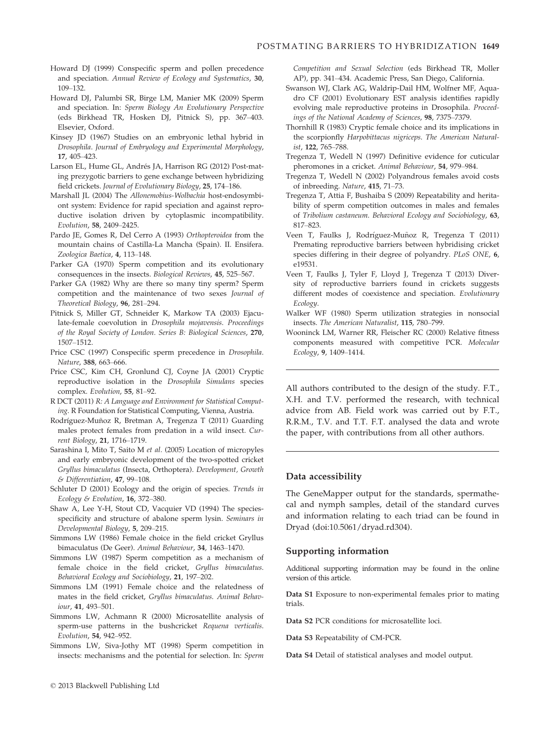Howard DJ (1999) Conspecific sperm and pollen precedence and speciation. *Annual Review of Ecology and Systematics*, **30**, 109–132.

Howard DJ, Palumbi SR, Birge LM, Manier MK (2009) Sperm and speciation. In: *Sperm Biology An Evolutionary Perspective* (eds Birkhead TR, Hosken DJ, Pitnick S), pp. 367–403. Elsevier, Oxford.

Kinsey JD (1967) Studies on an embryonic lethal hybrid in *Drosophila*. *Journal of Embryology and Experimental Morphology*, **17**, 405–423.

Larson EL, Hume GL, Andrés JA, Harrison RG (2012) Post-mating prezygotic barriers to gene exchange between hybridizing field crickets. *Journal of Evolutionary Biology*, **25**, 174–186.

Marshall JL (2004) The *Allonemobius-Wolbachia* host-endosymbiont system: Evidence for rapid speciation and against reproductive isolation driven by cytoplasmic incompatibility. *Evolution*, **58**, 2409–2425.

Pardo JE, Gomes R, Del Cerro A (1993) *Orthopteroidea* from the mountain chains of Castilla-La Mancha (Spain). II. Ensifera. *Zoologica Baetica*, **4**, 113–148.

Parker GA (1970) Sperm competition and its evolutionary consequences in the insects. *Biological Reviews*, **45**, 525–567.

Parker GA (1982) Why are there so many tiny sperm? Sperm competition and the maintenance of two sexes *Journal of Theoretical Biology*, **96**, 281–294.

Pitnick S, Miller GT, Schneider K, Markow TA (2003) Ejaculate-female coevolution in *Drosophila mojavensis*. *Proceedings of the Royal Society of London. Series B: Biological Sciences*, **270**, 1507–1512.

Price CSC (1997) Conspecific sperm precedence in *Drosophila*. *Nature*, **388**, 663–666.

Price CSC, Kim CH, Gronlund CJ, Coyne JA (2001) Cryptic reproductive isolation in the *Drosophila Simulans* species complex. *Evolution*, **55**, 81–92.

R DCT (2011) *R: A Language and Environment for Statistical Computing*. R Foundation for Statistical Computing, Vienna, Austria.

Rodríguez-Muñoz R, Bretman A, Tregenza T (2011) Guarding males protect females from predation in a wild insect. *Current Biology*, **21**, 1716–1719.

Sarashina I, Mito T, Saito M *et al.* (2005) Location of micropyles and early embryonic development of the two-spotted cricket *Gryllus bimaculatus* (Insecta, Orthoptera). *Development, Growth & Differentiation*, **47**, 99–108.

Schluter D (2001) Ecology and the origin of species. *Trends in Ecology & Evolution*, **16**, 372–380.

Shaw A, Lee Y-H, Stout CD, Vacquier VD (1994) The species-specificity and structure of abalone sperm lysin. *Seminars in Developmental Biology*, **5**, 209–215.

Simmons LW (1986) Female choice in the field cricket Gryllus bimaculatus (De Geer). *Animal Behaviour*, **34**, 1463–1470.

Simmons LW (1987) Sperm competition as a mechanism of female choice in the field cricket, *Gryllus bimaculatus*. *Behavioral Ecology and Sociobiology*, **21**, 197–202.

Simmons LM (1991) Female choice and the relatedness of mates in the field cricket, *Gryllus bimaculatus*. *Animal Behaviour*, **41**, 493–501.

Simmons LW, Achmann R (2000) Microsatellite analysis of sperm-use patterns in the bushcricket *Requena verticalis*. *Evolution*, **54**, 942–952.

Simmons LW, Siva-Jothy MT (1998) Sperm competition in insects: mechanisms and the potential for selection. In: *Sperm Competition and Sexual Selection* (eds Birkhead TR, Moller AP), pp. 341–434. Academic Press, San Diego, California.

Swanson WJ, Clark AG, Waldrip-Dail HM, Wolfner MF, Aquadro CF (2001) Evolutionary EST analysis identifies rapidly evolving male reproductive proteins in Drosophila. *Proceedings of the National Academy of Sciences*, **98**, 7375–7379.

Thornhill R (1983) Cryptic female choice and its implications in the scorpionfly *Harpobittacus nigriceps*. *The American Naturalist*, **122**, 765–788.

Tregenza T, Wedell N (1997) Definitive evidence for cuticular pheromones in a cricket. *Animal Behaviour*, **54**, 979–984.

Tregenza T, Wedell N (2002) Polyandrous females avoid costs of inbreeding. *Nature*, **415**, 71–73.

Tregenza T, Attia F, Bushaiba S (2009) Repeatability and heritability of sperm competition outcomes in males and females of *Tribolium castaneum*. *Behavioral Ecology and Sociobiology*, **63**, 817–823.

Veen T, Faulks J, Rodríguez-Muñoz R, Tregenza T (2011) Premating reproductive barriers between hybridising cricket species differing in their degree of polyandry. *PLoS ONE*, **6**, e19531.

Veen T, Faulks J, Tyler F, Lloyd J, Tregenza T (2013) Diversity of reproductive barriers found in crickets suggests different modes of coexistence and speciation. *Evolutionary Ecology*.

Walker WF (1980) Sperm utilization strategies in nonsocial insects. *The American Naturalist*, **115**, 780–799.

Wooninck LM, Warner RR, Fleischer RC (2000) Relative fitness components measured with competitive PCR. *Molecular Ecology*, **9**, 1409–1414.

---

All authors contributed to the design of the study. F.T., X.H. and T.V. performed the research, with technical advice from AB. Field work was carried out by F.T., R.R.M., T.V. and T.T. F.T. analysed the data and wrote the paper, with contributions from all other authors.

---

## Data accessibility

The GeneMapper output for the standards, spermathecal and nymph samples, detail of the standard curves and information relating to each triad can be found in Dryad (doi:10.5061/dryad.rd304).

## Supporting information

Additional supporting information may be found in the online version of this article.

**Data S1** Exposure to non-experimental females prior to mating trials.

**Data S2** PCR conditions for microsatellite loci.

**Data S3** Repeatability of CM-PCR.

**Data S4** Detail of statistical analyses and model output.